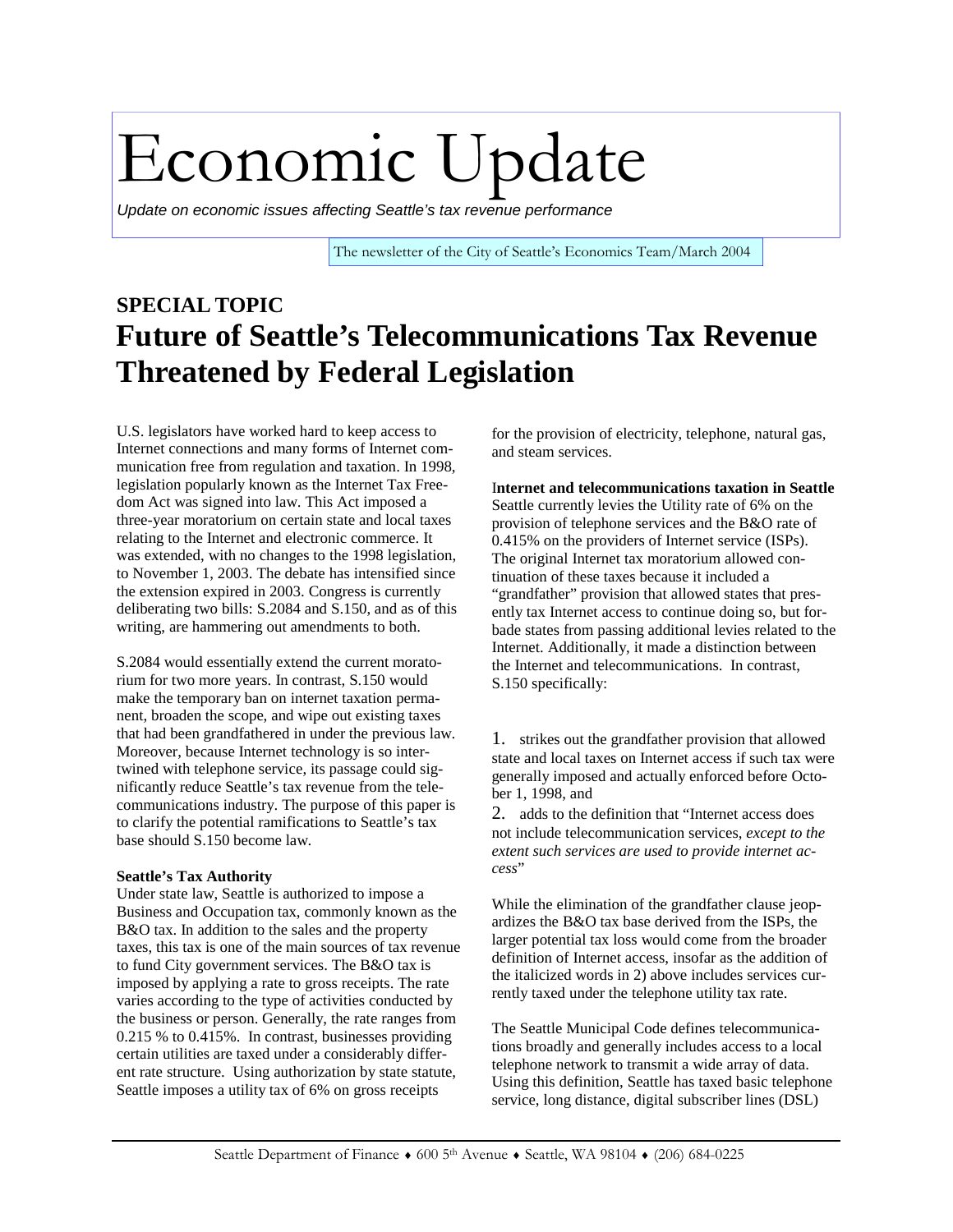# Economic Update

*Update on economic issues affecting Seattle's tax revenue performance*

The newsletter of the City of Seattle's Economics Team/March 2004

## SPECIAL TOPIC

# Future of Seattle's Telecommunications Tax Revenue Threatened by Federal Legislation

U.S. legislators have worked hard to keep access to Internet connections and many forms of Internet communication free from regulation and taxation. In 1998, legislation popularly known as the Internet Tax Freedom Act was signed into law. This Act imposed a three-year moratorium on certain state and local taxes relating to the Internet and electronic commerce. It was extended, with no changes to the 1998 legislation, to November 1, 2003. The debate has intensified since the extension expired in 2003. Congress is currently deliberating two bills: S.2084 and S.150, and as of this writing, are hammering out amendments to both.

S.2084 would essentially extend the current moratorium for two more years. In contrast, S.150 would make the temporary ban on internet taxation permanent, broaden the scope, and wipe out existing taxes that had been grandfathered in under the previous law. Moreover, because Internet technology is so intertwined with telephone service, its passage could significantly reduce Seattle's tax revenue from the telecommunications industry. The purpose of this paper is to clarify the potential ramifications to Seattle's tax base should S.150 become law.

**Seattle's Tax Authority**

Under state law, Seattle is authorized to impose a Business and Occupation tax, commonly known as the B&O tax. In addition to the sales and the property taxes, this tax is one of the main sources of tax revenue to fund City government services. The B&O tax is imposed by applying a rate to gross receipts. The rate varies according to the type of activities conducted by the business or person. Generally, the rate ranges from 0.215 % to 0.415%. In contrast, businesses providing certain utilities are taxed under a considerably different rate structure. Using authorization by state statute, Seattle imposes a utility tax of 6% on gross receipts for the provision of electricity, telephone, natural gas, and steam services.

**Internet and telecommunications taxation in Seattle**

Seattle currently levies the Utility rate of 6% on the provision of telephone services and the B&O rate of 0.415% on the providers of Internet service (ISPs). The original Internet tax moratorium allowed continuation of these taxes because it included a "grandfather" provision that allowed states that presently tax Internet access to continue doing so, but forbade states from passing additional levies related to the Internet. Additionally, it made a distinction between the Internet and telecommunications. In contrast, S.150 specifically:

1. strikes out the grandfather provision that allowed state and local taxes on Internet access if such tax were generally imposed and actually enforced before October 1, 1998, and
2. adds to the definition that "Internet access does not include telecommunication services, *except to the extent such services are used to provide internet access*"

While the elimination of the grandfather clause jeopardizes the B&O tax base derived from the ISPs, the larger potential tax loss would come from the broader definition of Internet access, insofar as the addition of the italicized words in 2) above includes services currently taxed under the telephone utility tax rate.

The Seattle Municipal Code defines telecommunications broadly and generally includes access to a local telephone network to transmit a wide array of data. Using this definition, Seattle has taxed basic telephone service, long distance, digital subscriber lines (DSL)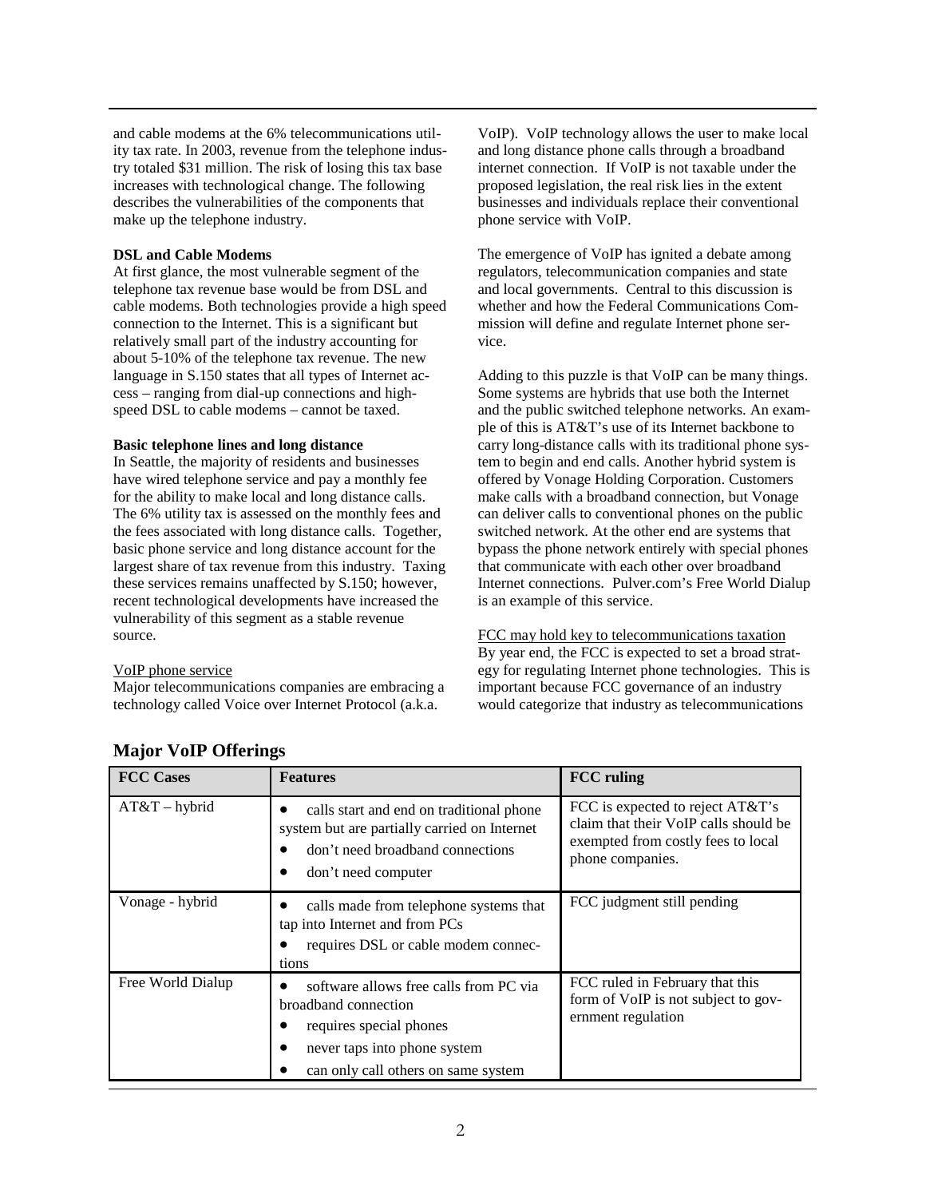and cable modems at the 6% telecommunications utility tax rate. In 2003, revenue from the telephone industry totaled $31 million. The risk of losing this tax base increases with technological change. The following describes the vulnerabilities of the components that make up the telephone industry.

**DSL and Cable Modems**

At first glance, the most vulnerable segment of the telephone tax revenue base would be from DSL and cable modems. Both technologies provide a high speed connection to the Internet. This is a significant but relatively small part of the industry accounting for about 5-10% of the telephone tax revenue. The new language in S.150 states that all types of Internet access – ranging from dial-up connections and high-speed DSL to cable modems – cannot be taxed.

**Basic telephone lines and long distance**

In Seattle, the majority of residents and businesses have wired telephone service and pay a monthly fee for the ability to make local and long distance calls. The 6% utility tax is assessed on the monthly fees and the fees associated with long distance calls. Together, basic phone service and long distance account for the largest share of tax revenue from this industry. Taxing these services remains unaffected by S.150; however, recent technological developments have increased the vulnerability of this segment as a stable revenue source.

<u>VoIP phone service</u>

Major telecommunications companies are embracing a technology called Voice over Internet Protocol (a.k.a. VoIP). VoIP technology allows the user to make local and long distance phone calls through a broadband internet connection. If VoIP is not taxable under the proposed legislation, the real risk lies in the extent businesses and individuals replace their conventional phone service with VoIP.

The emergence of VoIP has ignited a debate among regulators, telecommunication companies and state and local governments. Central to this discussion is whether and how the Federal Communications Commission will define and regulate Internet phone service.

Adding to this puzzle is that VoIP can be many things. Some systems are hybrids that use both the Internet and the public switched telephone networks. An example of this is AT&T's use of its Internet backbone to carry long-distance calls with its traditional phone system to begin and end calls. Another hybrid system is offered by Vonage Holding Corporation. Customers make calls with a broadband connection, but Vonage can deliver calls to conventional phones on the public switched network. At the other end are systems that bypass the phone network entirely with special phones that communicate with each other over broadband Internet connections. Pulver.com's Free World Dialup is an example of this service.

<u>FCC may hold key to telecommunications taxation</u>

By year end, the FCC is expected to set a broad strategy for regulating Internet phone technologies. This is important because FCC governance of an industry would categorize that industry as telecommunications

## Major VoIP Offerings

| FCC Cases | Features | FCC ruling |
|---|---|---|
| AT&T – hybrid | • calls start and end on traditional phone system but are partially carried on Internet<br>• don't need broadband connections<br>• don't need computer | FCC is expected to reject AT&T's claim that their VoIP calls should be exempted from costly fees to local phone companies. |
| Vonage - hybrid | • calls made from telephone systems that tap into Internet and from PCs<br>• requires DSL or cable modem connections | FCC judgment still pending |
| Free World Dialup | • software allows free calls from PC via broadband connection<br>• requires special phones<br>• never taps into phone system<br>• can only call others on same system | FCC ruled in February that this form of VoIP is not subject to government regulation |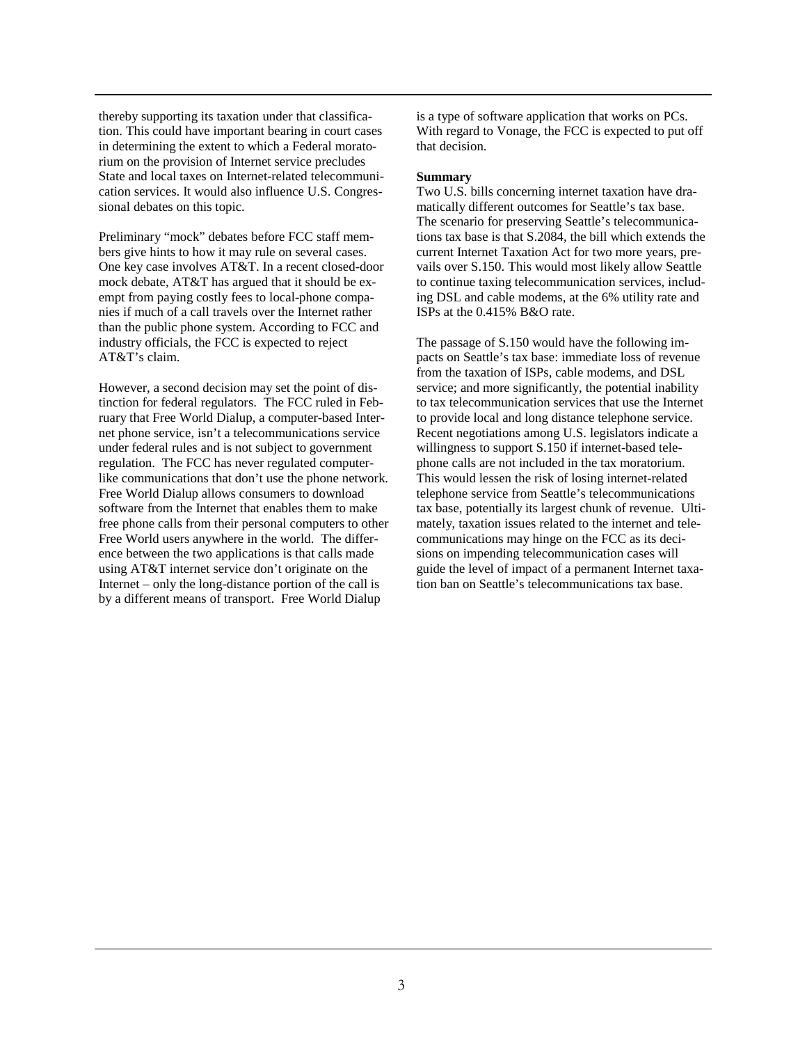thereby supporting its taxation under that classification. This could have important bearing in court cases in determining the extent to which a Federal moratorium on the provision of Internet service precludes State and local taxes on Internet-related telecommunication services. It would also influence U.S. Congressional debates on this topic.

Preliminary "mock" debates before FCC staff members give hints to how it may rule on several cases. One key case involves AT&T. In a recent closed-door mock debate, AT&T has argued that it should be exempt from paying costly fees to local-phone companies if much of a call travels over the Internet rather than the public phone system. According to FCC and industry officials, the FCC is expected to reject AT&T's claim.

However, a second decision may set the point of distinction for federal regulators. The FCC ruled in February that Free World Dialup, a computer-based Internet phone service, isn't a telecommunications service under federal rules and is not subject to government regulation. The FCC has never regulated computer-like communications that don't use the phone network. Free World Dialup allows consumers to download software from the Internet that enables them to make free phone calls from their personal computers to other Free World users anywhere in the world. The difference between the two applications is that calls made using AT&T internet service don't originate on the Internet – only the long-distance portion of the call is by a different means of transport. Free World Dialup is a type of software application that works on PCs. With regard to Vonage, the FCC is expected to put off that decision.

**Summary**

Two U.S. bills concerning internet taxation have dramatically different outcomes for Seattle's tax base. The scenario for preserving Seattle's telecommunications tax base is that S.2084, the bill which extends the current Internet Taxation Act for two more years, prevails over S.150. This would most likely allow Seattle to continue taxing telecommunication services, including DSL and cable modems, at the 6% utility rate and ISPs at the 0.415% B&O rate.

The passage of S.150 would have the following impacts on Seattle's tax base: immediate loss of revenue from the taxation of ISPs, cable modems, and DSL service; and more significantly, the potential inability to tax telecommunication services that use the Internet to provide local and long distance telephone service. Recent negotiations among U.S. legislators indicate a willingness to support S.150 if internet-based telephone calls are not included in the tax moratorium. This would lessen the risk of losing internet-related telephone service from Seattle's telecommunications tax base, potentially its largest chunk of revenue. Ultimately, taxation issues related to the internet and telecommunications may hinge on the FCC as its decisions on impending telecommunication cases will guide the level of impact of a permanent Internet taxation ban on Seattle's telecommunications tax base.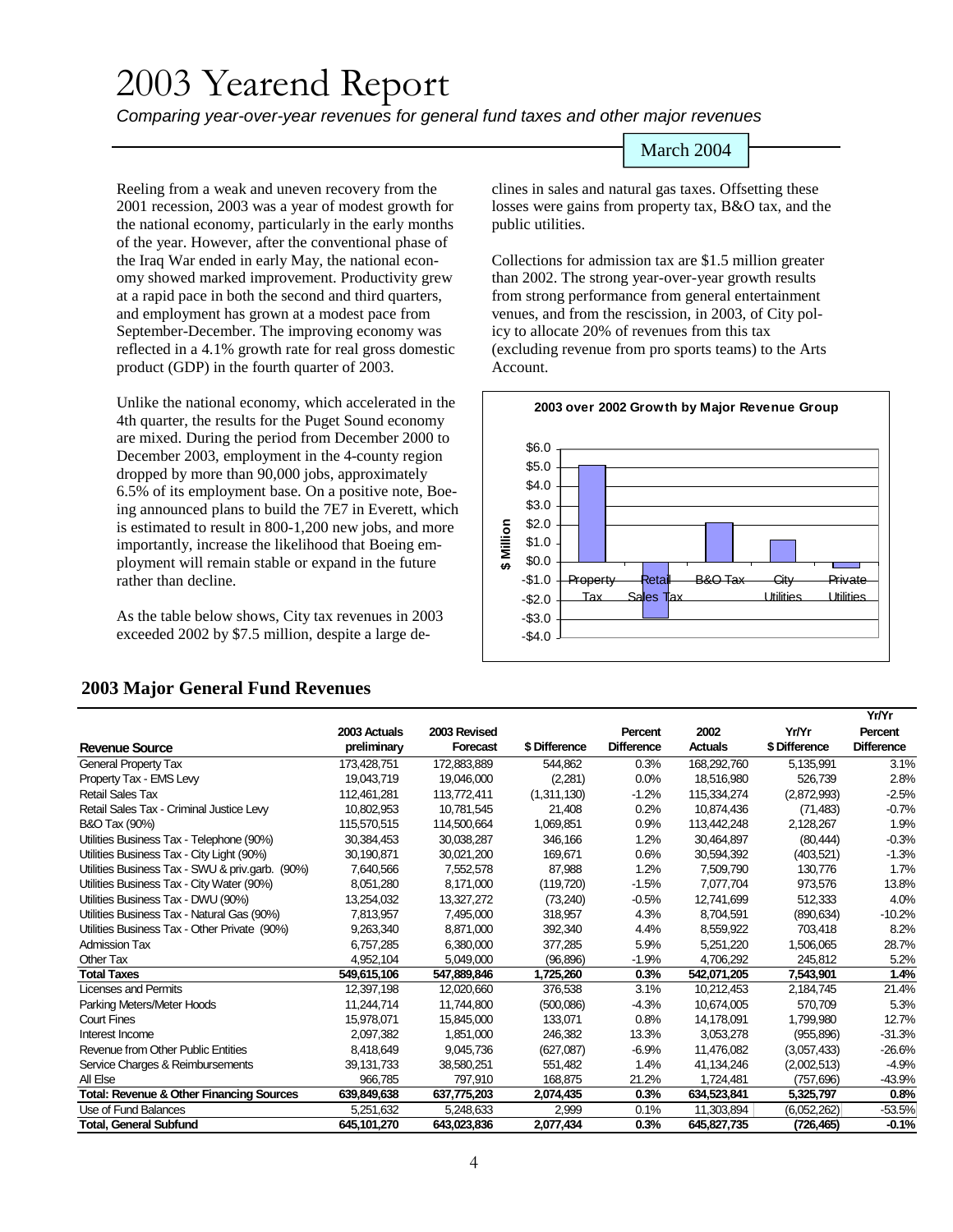# 2003 Yearend Report

*Comparing year-over-year revenues for general fund taxes and other major revenues*

March 2004

Reeling from a weak and uneven recovery from the 2001 recession, 2003 was a year of modest growth for the national economy, particularly in the early months of the year. However, after the conventional phase of the Iraq War ended in early May, the national economy showed marked improvement. Productivity grew at a rapid pace in both the second and third quarters, and employment has grown at a modest pace from September-December. The improving economy was reflected in a 4.1% growth rate for real gross domestic product (GDP) in the fourth quarter of 2003.

Unlike the national economy, which accelerated in the 4th quarter, the results for the Puget Sound economy are mixed. During the period from December 2000 to December 2003, employment in the 4-county region dropped by more than 90,000 jobs, approximately 6.5% of its employment base. On a positive note, Boeing announced plans to build the 7E7 in Everett, which is estimated to result in 800-1,200 new jobs, and more importantly, increase the likelihood that Boeing employment will remain stable or expand in the future rather than decline.

As the table below shows, City tax revenues in 2003 exceeded 2002 by $7.5 million, despite a large declines in sales and natural gas taxes. Offsetting these losses were gains from property tax, B&O tax, and the public utilities.

Collections for admission tax are $1.5 million greater than 2002. The strong year-over-year growth results from strong performance from general entertainment venues, and from the rescission, in 2003, of City policy to allocate 20% of revenues from this tax (excluding revenue from pro sports teams) to the Arts Account.

**2003 over 2002 Growth by Major Revenue Group**

$ Million

$6.0
$5.0
$4.0
$3.0
$2.0
$1.0
$0.0
-$1.0
-$2.0
-$3.0
-$4.0

Property Tax
Retail Sales Tax
B&O Tax
City Utilities
Private Utilities

## 2003 Major General Fund Revenues

| Revenue Source | 2003 Actuals preliminary | 2003 Revised Forecast | $ Difference | Percent Difference | 2002 Actuals | Yr/Yr $ Difference | Yr/Yr Percent Difference |
|---|---|---|---|---|---|---|---|
| General Property Tax | 173,428,751 | 172,883,889 | 544,862 | 0.3% | 168,292,760 | 5,135,991 | 3.1% |
| Property Tax - EMS Levy | 19,043,719 | 19,046,000 | (2,281) | 0.0% | 18,516,980 | 526,739 | 2.8% |
| Retail Sales Tax | 112,461,281 | 113,772,411 | (1,311,130) | -1.2% | 115,334,274 | (2,872,993) | -2.5% |
| Retail Sales Tax - Criminal Justice Levy | 10,802,953 | 10,781,545 | 21,408 | 0.2% | 10,874,436 | (71,483) | -0.7% |
| B&O Tax (90%) | 115,570,515 | 114,500,664 | 1,069,851 | 0.9% | 113,442,248 | 2,128,267 | 1.9% |
| Utilities Business Tax - Telephone (90%) | 30,384,453 | 30,038,287 | 346,166 | 1.2% | 30,464,897 | (80,444) | -0.3% |
| Utilities Business Tax - City Light (90%) | 30,190,871 | 30,021,200 | 169,671 | 0.6% | 30,594,392 | (403,521) | -1.3% |
| Utilities Business Tax - SWU & priv.garb. (90%) | 7,640,566 | 7,552,578 | 87,988 | 1.2% | 7,509,790 | 130,776 | 1.7% |
| Utilities Business Tax - City Water (90%) | 8,051,280 | 8,171,000 | (119,720) | -1.5% | 7,077,704 | 973,576 | 13.8% |
| Utilities Business Tax - DWU (90%) | 13,254,032 | 13,327,272 | (73,240) | -0.5% | 12,741,699 | 512,333 | 4.0% |
| Utilities Business Tax - Natural Gas (90%) | 7,813,957 | 7,495,000 | 318,957 | 4.3% | 8,704,591 | (890,634) | -10.2% |
| Utilities Business Tax - Other Private (90%) | 9,263,340 | 8,871,000 | 392,340 | 4.4% | 8,559,922 | 703,418 | 8.2% |
| Admission Tax | 6,757,285 | 6,380,000 | 377,285 | 5.9% | 5,251,220 | 1,506,065 | 28.7% |
| Other Tax | 4,952,104 | 5,049,000 | (96,896) | -1.9% | 4,706,292 | 245,812 | 5.2% |
| **Total Taxes** | **549,615,106** | **547,889,846** | **1,725,260** | **0.3%** | **542,071,205** | **7,543,901** | **1.4%** |
| Licenses and Permits | 12,397,198 | 12,020,660 | 376,538 | 3.1% | 10,212,453 | 2,184,745 | 21.4% |
| Parking Meters/Meter Hoods | 11,244,714 | 11,744,800 | (500,086) | -4.3% | 10,674,005 | 570,709 | 5.3% |
| Court Fines | 15,978,071 | 15,845,000 | 133,071 | 0.8% | 14,178,091 | 1,799,980 | 12.7% |
| Interest Income | 2,097,382 | 1,851,000 | 246,382 | 13.3% | 3,053,278 | (955,896) | -31.3% |
| Revenue from Other Public Entities | 8,418,649 | 9,045,736 | (627,087) | -6.9% | 11,476,082 | (3,057,433) | -26.6% |
| Service Charges & Reimbursements | 39,131,733 | 38,580,251 | 551,482 | 1.4% | 41,134,246 | (2,002,513) | -4.9% |
| All Else | 966,785 | 797,910 | 168,875 | 21.2% | 1,724,481 | (757,696) | -43.9% |
| **Total: Revenue & Other Financing Sources** | **639,849,638** | **637,775,203** | **2,074,435** | **0.3%** | **634,523,841** | **5,325,797** | **0.8%** |
| Use of Fund Balances | 5,251,632 | 5,248,633 | 2,999 | 0.1% | 11,303,894 | (6,052,262) | -53.5% |
| **Total, General Subfund** | **645,101,270** | **643,023,836** | **2,077,434** | **0.3%** | **645,827,735** | **(726,465)** | **-0.1%** |